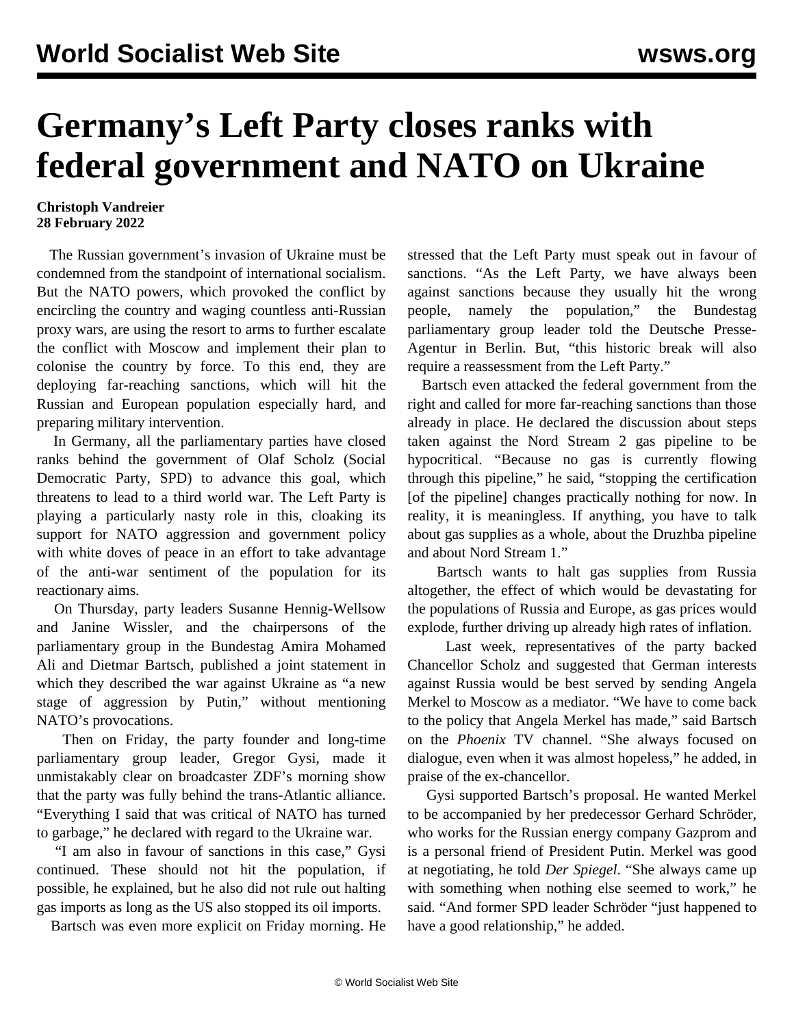# Germany's Left Party closes ranks with federal government and NATO on Ukraine

**Christoph Vandreier**
**28 February 2022**

The Russian government's invasion of Ukraine must be condemned from the standpoint of international socialism. But the NATO powers, which provoked the conflict by encircling the country and waging countless anti-Russian proxy wars, are using the resort to arms to further escalate the conflict with Moscow and implement their plan to colonise the country by force. To this end, they are deploying far-reaching sanctions, which will hit the Russian and European population especially hard, and preparing military intervention.

In Germany, all the parliamentary parties have closed ranks behind the government of Olaf Scholz (Social Democratic Party, SPD) to advance this goal, which threatens to lead to a third world war. The Left Party is playing a particularly nasty role in this, cloaking its support for NATO aggression and government policy with white doves of peace in an effort to take advantage of the anti-war sentiment of the population for its reactionary aims.

On Thursday, party leaders Susanne Hennig-Wellsow and Janine Wissler, and the chairpersons of the parliamentary group in the Bundestag Amira Mohamed Ali and Dietmar Bartsch, published a joint statement in which they described the war against Ukraine as "a new stage of aggression by Putin," without mentioning NATO's provocations.

Then on Friday, the party founder and long-time parliamentary group leader, Gregor Gysi, made it unmistakably clear on broadcaster ZDF's morning show that the party was fully behind the trans-Atlantic alliance. "Everything I said that was critical of NATO has turned to garbage," he declared with regard to the Ukraine war.

"I am also in favour of sanctions in this case," Gysi continued. These should not hit the population, if possible, he explained, but he also did not rule out halting gas imports as long as the US also stopped its oil imports.

Bartsch was even more explicit on Friday morning. He stressed that the Left Party must speak out in favour of sanctions. "As the Left Party, we have always been against sanctions because they usually hit the wrong people, namely the population," the Bundestag parliamentary group leader told the Deutsche Presse-Agentur in Berlin. But, "this historic break will also require a reassessment from the Left Party."

Bartsch even attacked the federal government from the right and called for more far-reaching sanctions than those already in place. He declared the discussion about steps taken against the Nord Stream 2 gas pipeline to be hypocritical. "Because no gas is currently flowing through this pipeline," he said, "stopping the certification [of the pipeline] changes practically nothing for now. In reality, it is meaningless. If anything, you have to talk about gas supplies as a whole, about the Druzhba pipeline and about Nord Stream 1."

Bartsch wants to halt gas supplies from Russia altogether, the effect of which would be devastating for the populations of Russia and Europe, as gas prices would explode, further driving up already high rates of inflation.

Last week, representatives of the party backed Chancellor Scholz and suggested that German interests against Russia would be best served by sending Angela Merkel to Moscow as a mediator. "We have to come back to the policy that Angela Merkel has made," said Bartsch on the *Phoenix* TV channel. "She always focused on dialogue, even when it was almost hopeless," he added, in praise of the ex-chancellor.

Gysi supported Bartsch's proposal. He wanted Merkel to be accompanied by her predecessor Gerhard Schröder, who works for the Russian energy company Gazprom and is a personal friend of President Putin. Merkel was good at negotiating, he told *Der Spiegel*. "She always came up with something when nothing else seemed to work," he said. "And former SPD leader Schröder "just happened to have a good relationship," he added.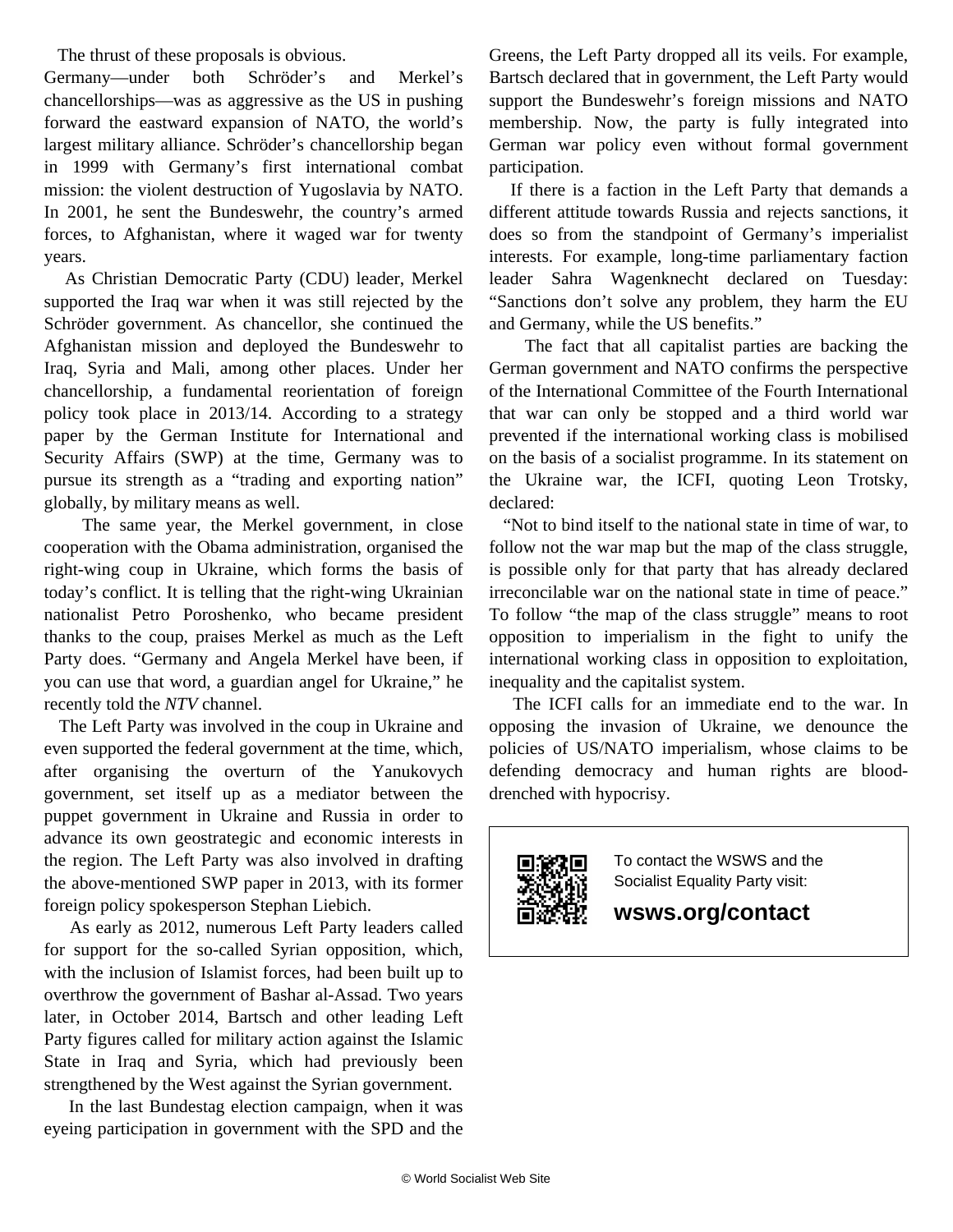The thrust of these proposals is obvious. Germany—under both Schröder's and Merkel's chancellorships—was as aggressive as the US in pushing forward the eastward expansion of NATO, the world's largest military alliance. Schröder's chancellorship began in 1999 with Germany's first international combat mission: the violent destruction of Yugoslavia by NATO. In 2001, he sent the Bundeswehr, the country's armed forces, to Afghanistan, where it waged war for twenty years.

As Christian Democratic Party (CDU) leader, Merkel supported the Iraq war when it was still rejected by the Schröder government. As chancellor, she continued the Afghanistan mission and deployed the Bundeswehr to Iraq, Syria and Mali, among other places. Under her chancellorship, a fundamental reorientation of foreign policy took place in 2013/14. According to a strategy paper by the German Institute for International and Security Affairs (SWP) at the time, Germany was to pursue its strength as a "trading and exporting nation" globally, by military means as well.

The same year, the Merkel government, in close cooperation with the Obama administration, organised the right-wing coup in Ukraine, which forms the basis of today's conflict. It is telling that the right-wing Ukrainian nationalist Petro Poroshenko, who became president thanks to the coup, praises Merkel as much as the Left Party does. "Germany and Angela Merkel have been, if you can use that word, a guardian angel for Ukraine," he recently told the *NTV* channel.

The Left Party was involved in the coup in Ukraine and even supported the federal government at the time, which, after organising the overturn of the Yanukovych government, set itself up as a mediator between the puppet government in Ukraine and Russia in order to advance its own geostrategic and economic interests in the region. The Left Party was also involved in drafting the above-mentioned SWP paper in 2013, with its former foreign policy spokesperson Stephan Liebich.

As early as 2012, numerous Left Party leaders called for support for the so-called Syrian opposition, which, with the inclusion of Islamist forces, had been built up to overthrow the government of Bashar al-Assad. Two years later, in October 2014, Bartsch and other leading Left Party figures called for military action against the Islamic State in Iraq and Syria, which had previously been strengthened by the West against the Syrian government.

In the last Bundestag election campaign, when it was eyeing participation in government with the SPD and the Greens, the Left Party dropped all its veils. For example, Bartsch declared that in government, the Left Party would support the Bundeswehr's foreign missions and NATO membership. Now, the party is fully integrated into German war policy even without formal government participation.

If there is a faction in the Left Party that demands a different attitude towards Russia and rejects sanctions, it does so from the standpoint of Germany's imperialist interests. For example, long-time parliamentary faction leader Sahra Wagenknecht declared on Tuesday: "Sanctions don't solve any problem, they harm the EU and Germany, while the US benefits."

The fact that all capitalist parties are backing the German government and NATO confirms the perspective of the International Committee of the Fourth International that war can only be stopped and a third world war prevented if the international working class is mobilised on the basis of a socialist programme. In its statement on the Ukraine war, the ICFI, quoting Leon Trotsky, declared:

"Not to bind itself to the national state in time of war, to follow not the war map but the map of the class struggle, is possible only for that party that has already declared irreconcilable war on the national state in time of peace." To follow "the map of the class struggle" means to root opposition to imperialism in the fight to unify the international working class in opposition to exploitation, inequality and the capitalist system.

The ICFI calls for an immediate end to the war. In opposing the invasion of Ukraine, we denounce the policies of US/NATO imperialism, whose claims to be defending democracy and human rights are blood-drenched with hypocrisy.

To contact the WSWS and the Socialist Equality Party visit:

**wsws.org/contact**